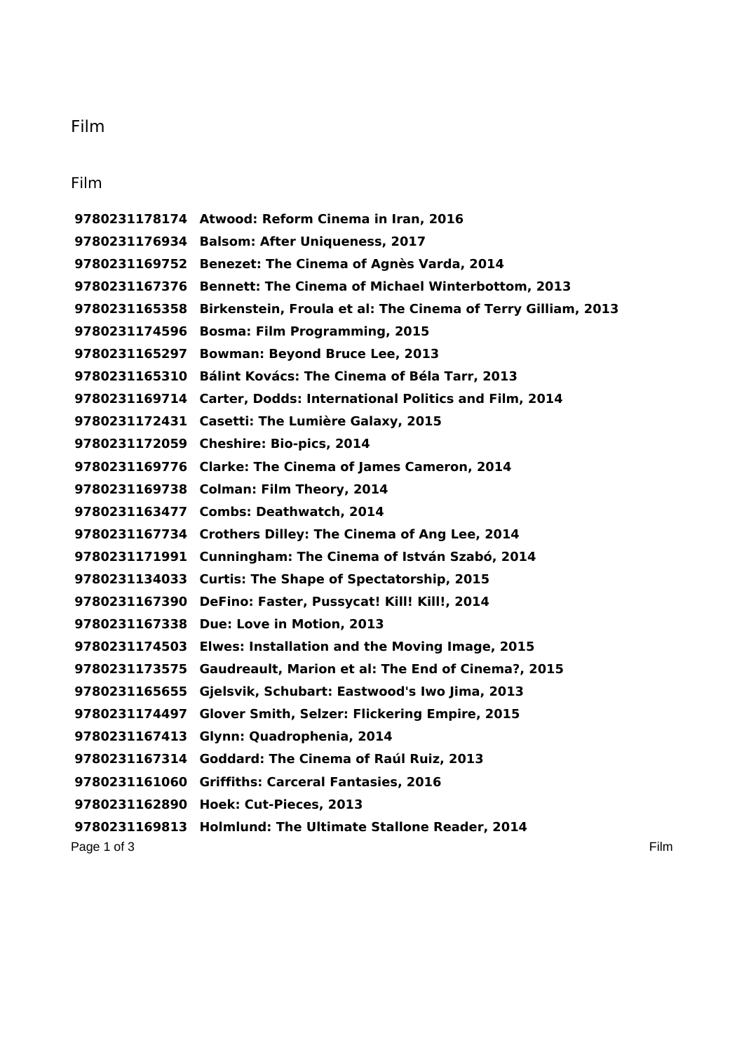# Film

## Film

| | |
|---|---|
| **9780231178174** | **Atwood: Reform Cinema in Iran, 2016** |
| **9780231176934** | **Balsom: After Uniqueness, 2017** |
| **9780231169752** | **Benezet: The Cinema of Agnès Varda, 2014** |
| **9780231167376** | **Bennett: The Cinema of Michael Winterbottom, 2013** |
| **9780231165358** | **Birkenstein, Froula et al: The Cinema of Terry Gilliam, 2013** |
| **9780231174596** | **Bosma: Film Programming, 2015** |
| **9780231165297** | **Bowman: Beyond Bruce Lee, 2013** |
| **9780231165310** | **Bálint Kovács: The Cinema of Béla Tarr, 2013** |
| **9780231169714** | **Carter, Dodds: International Politics and Film, 2014** |
| **9780231172431** | **Casetti: The Lumière Galaxy, 2015** |
| **9780231172059** | **Cheshire: Bio-pics, 2014** |
| **9780231169776** | **Clarke: The Cinema of James Cameron, 2014** |
| **9780231169738** | **Colman: Film Theory, 2014** |
| **9780231163477** | **Combs: Deathwatch, 2014** |
| **9780231167734** | **Crothers Dilley: The Cinema of Ang Lee, 2014** |
| **9780231171991** | **Cunningham: The Cinema of István Szabó, 2014** |
| **9780231134033** | **Curtis: The Shape of Spectatorship, 2015** |
| **9780231167390** | **DeFino: Faster, Pussycat! Kill! Kill!, 2014** |
| **9780231167338** | **Due: Love in Motion, 2013** |
| **9780231174503** | **Elwes: Installation and the Moving Image, 2015** |
| **9780231173575** | **Gaudreault, Marion et al: The End of Cinema?, 2015** |
| **9780231165655** | **Gjelsvik, Schubart: Eastwood's Iwo Jima, 2013** |
| **9780231174497** | **Glover Smith, Selzer: Flickering Empire, 2015** |
| **9780231167413** | **Glynn: Quadrophenia, 2014** |
| **9780231167314** | **Goddard: The Cinema of Raúl Ruiz, 2013** |
| **9780231161060** | **Griffiths: Carceral Fantasies, 2016** |
| **9780231162890** | **Hoek: Cut-Pieces, 2013** |
| **9780231169813** | **Holmlund: The Ultimate Stallone Reader, 2014** |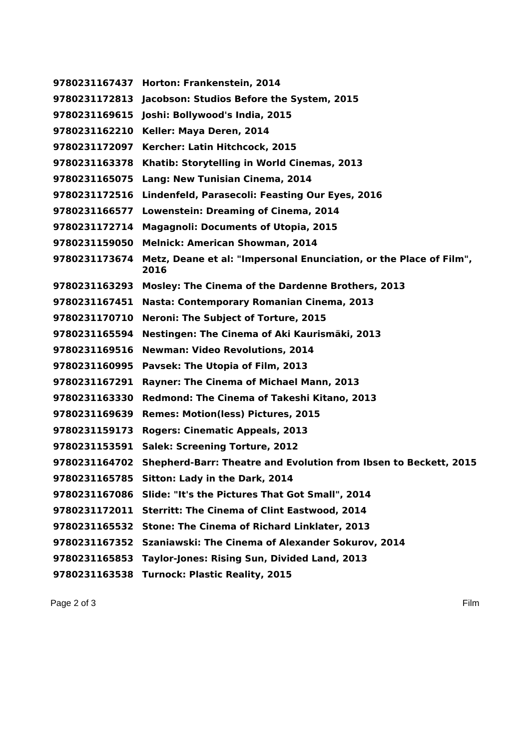| | |
|---|---|
| **9780231167437** | **Horton: Frankenstein, 2014** |
| **9780231172813** | **Jacobson: Studios Before the System, 2015** |
| **9780231169615** | **Joshi: Bollywood's India, 2015** |
| **9780231162210** | **Keller: Maya Deren, 2014** |
| **9780231172097** | **Kercher: Latin Hitchcock, 2015** |
| **9780231163378** | **Khatib: Storytelling in World Cinemas, 2013** |
| **9780231165075** | **Lang: New Tunisian Cinema, 2014** |
| **9780231172516** | **Lindenfeld, Parasecoli: Feasting Our Eyes, 2016** |
| **9780231166577** | **Lowenstein: Dreaming of Cinema, 2014** |
| **9780231172714** | **Magagnoli: Documents of Utopia, 2015** |
| **9780231159050** | **Melnick: American Showman, 2014** |
| **9780231173674** | **Metz, Deane et al: "Impersonal Enunciation, or the Place of Film", 2016** |
| **9780231163293** | **Mosley: The Cinema of the Dardenne Brothers, 2013** |
| **9780231167451** | **Nasta: Contemporary Romanian Cinema, 2013** |
| **9780231170710** | **Neroni: The Subject of Torture, 2015** |
| **9780231165594** | **Nestingen: The Cinema of Aki Kaurismäki, 2013** |
| **9780231169516** | **Newman: Video Revolutions, 2014** |
| **9780231160995** | **Pavsek: The Utopia of Film, 2013** |
| **9780231167291** | **Rayner: The Cinema of Michael Mann, 2013** |
| **9780231163330** | **Redmond: The Cinema of Takeshi Kitano, 2013** |
| **9780231169639** | **Remes: Motion(less) Pictures, 2015** |
| **9780231159173** | **Rogers: Cinematic Appeals, 2013** |
| **9780231153591** | **Salek: Screening Torture, 2012** |
| **9780231164702** | **Shepherd-Barr: Theatre and Evolution from Ibsen to Beckett, 2015** |
| **9780231165785** | **Sitton: Lady in the Dark, 2014** |
| **9780231167086** | **Slide: "It's the Pictures That Got Small", 2014** |
| **9780231172011** | **Sterritt: The Cinema of Clint Eastwood, 2014** |
| **9780231165532** | **Stone: The Cinema of Richard Linklater, 2013** |
| **9780231167352** | **Szaniawski: The Cinema of Alexander Sokurov, 2014** |
| **9780231165853** | **Taylor-Jones: Rising Sun, Divided Land, 2013** |
| **9780231163538** | **Turnock: Plastic Reality, 2015** |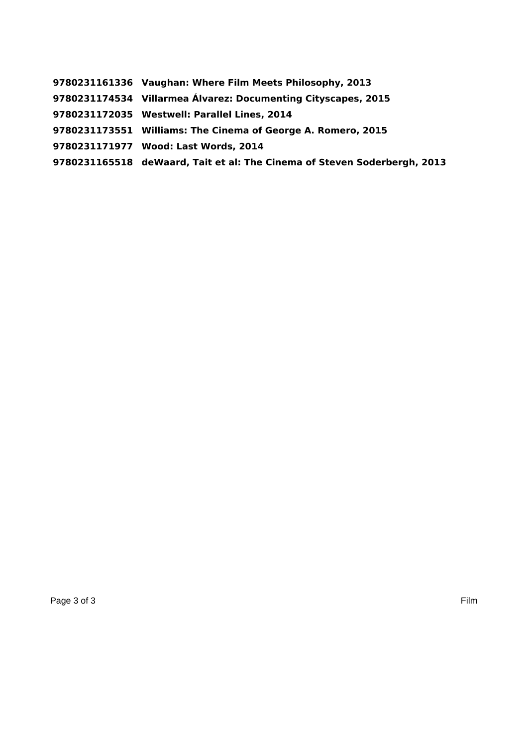**9780231161336 Vaughan: Where Film Meets Philosophy, 2013**

**9780231174534 Villarmea Álvarez: Documenting Cityscapes, 2015**

**9780231172035 Westwell: Parallel Lines, 2014**

**9780231173551 Williams: The Cinema of George A. Romero, 2015**

**9780231171977 Wood: Last Words, 2014**

**9780231165518 deWaard, Tait et al: The Cinema of Steven Soderbergh, 2013**